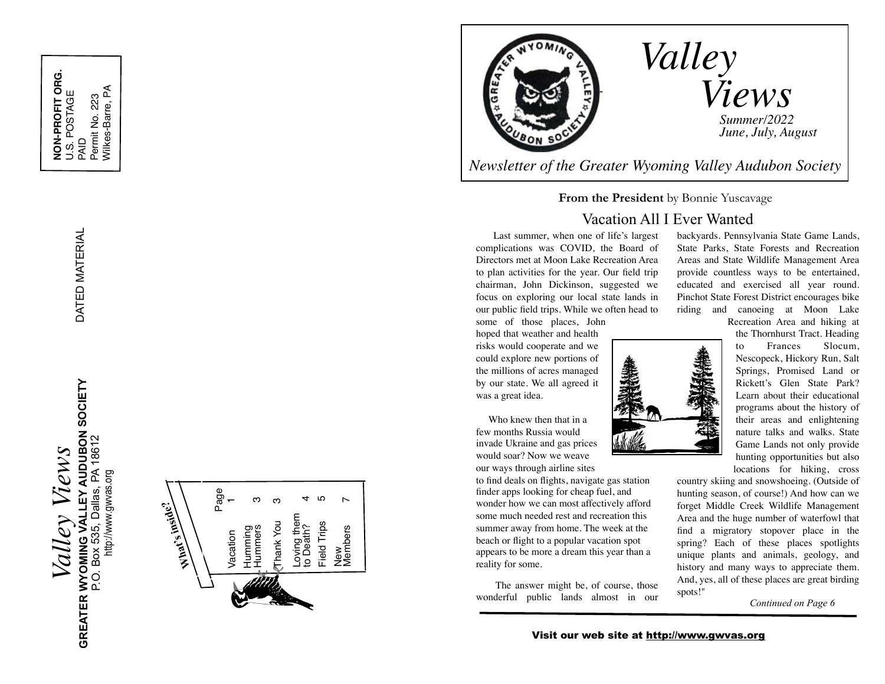NON-PROFIT ORG.
U.S. POSTAGE
PAID
Permit No. 223
Wilkes-Barre, PA

DATED MATERIAL

*Valley Views*
**GREATER WYOMING VALLEY AUDUBON SOCIETY**
P.O. Box 535, Dallas, PA 18612
http://www.gwvas.org

**What's inside?**

| | Page |
|---|---|
| Vacation | 1 |
| Humming Hummers | 3 |
| Thank You | 3 |
| Loving them to Death? | 4 |
| Field Trips | 5 |
| New Members | 7 |

# *Valley Views*

*Summer/2022*
*June, July, August*

*Newsletter of the Greater Wyoming Valley Audubon Society*

**From the President** by Bonnie Yuscavage

## Vacation All I Ever Wanted

Last summer, when one of life's largest complications was COVID, the Board of Directors met at Moon Lake Recreation Area to plan activities for the year. Our field trip chairman, John Dickinson, suggested we focus on exploring our local state lands in our public field trips. While we often head to some of those places, John hoped that weather and health risks would cooperate and we could explore new portions of the millions of acres managed by our state. We all agreed it was a great idea.

Who knew then that in a few months Russia would invade Ukraine and gas prices would soar? Now we weave our ways through airline sites to find deals on flights, navigate gas station finder apps looking for cheap fuel, and wonder how we can most affectively afford some much needed rest and recreation this summer away from home. The week at the beach or flight to a popular vacation spot appears to be more a dream this year than a reality for some.

The answer might be, of course, those wonderful public lands almost in our backyards. Pennsylvania State Game Lands, State Parks, State Forests and Recreation Areas and State Wildlife Management Area provide countless ways to be entertained, educated and exercised all year round. Pinchot State Forest District encourages bike riding and canoeing at Moon Lake Recreation Area and hiking at the Thornhurst Tract. Heading to Frances Slocum, Nescopeck, Hickory Run, Salt Springs, Promised Land or Rickett's Glen State Park? Learn about their educational programs about the history of their areas and enlightening nature talks and walks. State Game Lands not only provide hunting opportunities but also locations for hiking, cross country skiing and snowshoeing. (Outside of hunting season, of course!) And how can we forget Middle Creek Wildlife Management Area and the huge number of waterfowl that find a migratory stopover place in the spring? Each of these places spotlights unique plants and animals, geology, and history and many ways to appreciate them. And, yes, all of these places are great birding spots!"

*Continued on Page 6*

**Visit our web site at http://www.gwvas.org**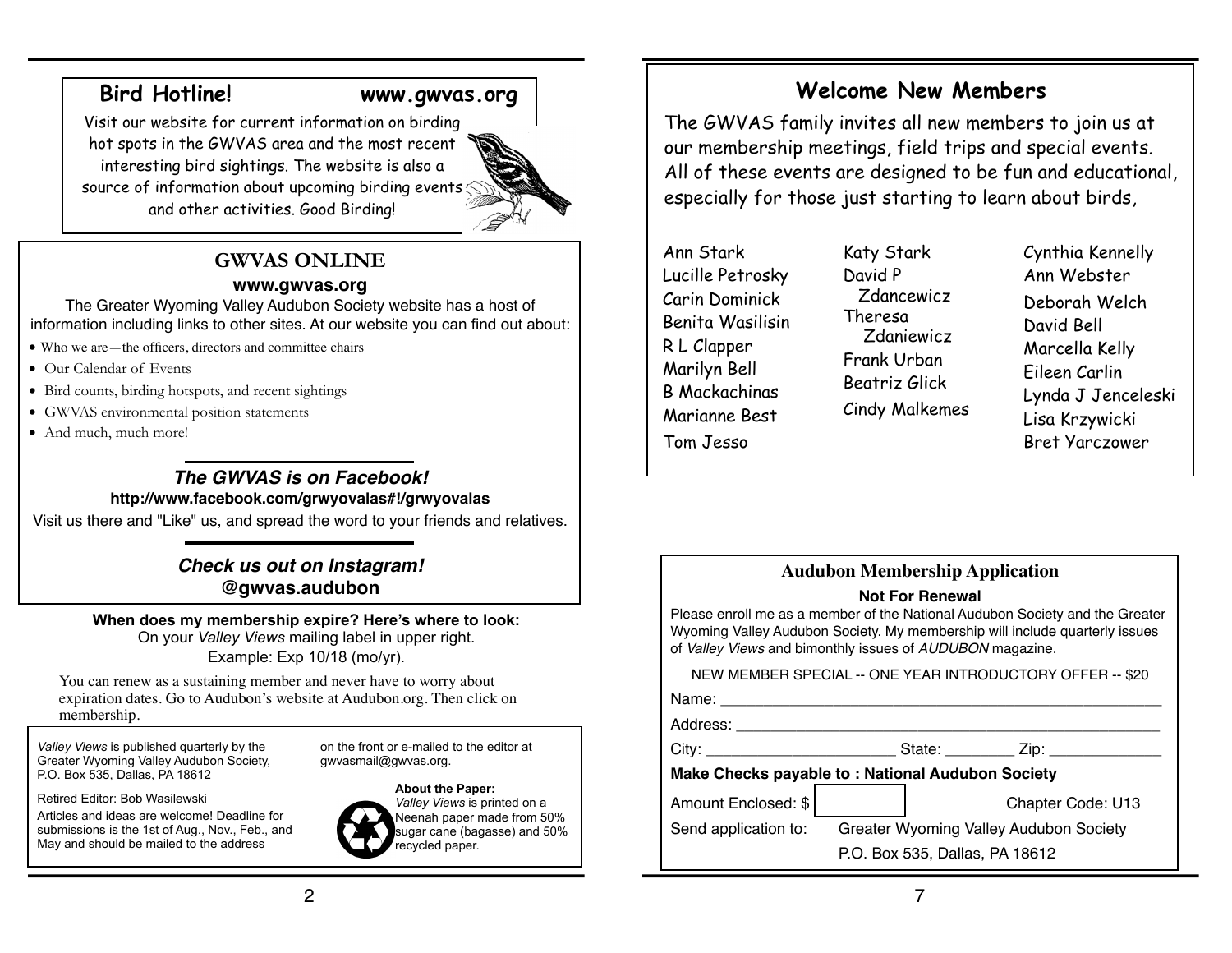## Bird Hotline! www.gwvas.org

Visit our website for current information on birding hot spots in the GWVAS area and the most recent interesting bird sightings. The website is also a source of information about upcoming birding events and other activities. Good Birding!

## GWVAS ONLINE

**www.gwvas.org**

The Greater Wyoming Valley Audubon Society website has a host of information including links to other sites. At our website you can find out about:

- Who we are—the officers, directors and committee chairs
- Our Calendar of Events
- Bird counts, birding hotspots, and recent sightings
- GWVAS environmental position statements
- And much, much more!

### *The GWVAS is on Facebook!*

**http://www.facebook.com/grwyovalas#!/grwyovalas**

Visit us there and "Like" us, and spread the word to your friends and relatives.

### *Check us out on Instagram!*

**@gwvas.audubon**

**When does my membership expire? Here's where to look:**

On your *Valley Views* mailing label in upper right.

Example: Exp 10/18 (mo/yr).

You can renew as a sustaining member and never have to worry about expiration dates. Go to Audubon's website at Audubon.org. Then click on membership.

*Valley Views* is published quarterly by the Greater Wyoming Valley Audubon Society, P.O. Box 535, Dallas, PA 18612

Retired Editor: Bob Wasilewski

Articles and ideas are welcome! Deadline for submissions is the 1st of Aug., Nov., Feb., and May and should be mailed to the address on the front or e-mailed to the editor at gwvasmail@gwvas.org.

**About the Paper:**
*Valley Views* is printed on a Neenah paper made from 50% sugar cane (bagasse) and 50% recycled paper.

## Welcome New Members

The GWVAS family invites all new members to join us at our membership meetings, field trips and special events. All of these events are designed to be fun and educational, especially for those just starting to learn about birds,

Ann Stark
Lucille Petrosky
Carin Dominick
Benita Wasilisin
R L Clapper
Marilyn Bell
B Mackachinas
Marianne Best
Tom Jesso
Katy Stark
David P Zdancewicz
Theresa Zdaniewicz
Frank Urban
Beatriz Glick
Cindy Malkemes
Cynthia Kennelly
Ann Webster
Deborah Welch
David Bell
Marcella Kelly
Eileen Carlin
Lynda J Jenceleski
Lisa Krzywicki
Bret Yarczower

## Audubon Membership Application

**Not For Renewal**

Please enroll me as a member of the National Audubon Society and the Greater Wyoming Valley Audubon Society. My membership will include quarterly issues of *Valley Views* and bimonthly issues of *AUDUBON* magazine.

NEW MEMBER SPECIAL -- ONE YEAR INTRODUCTORY OFFER -- $20

Name: ______________________________

Address: ______________________________

City: ____________ State: ________ Zip: ____________

**Make Checks payable to : National Audubon Society**

Amount Enclosed: $ ________ Chapter Code: U13

Send application to: Greater Wyoming Valley Audubon Society
P.O. Box 535, Dallas, PA 18612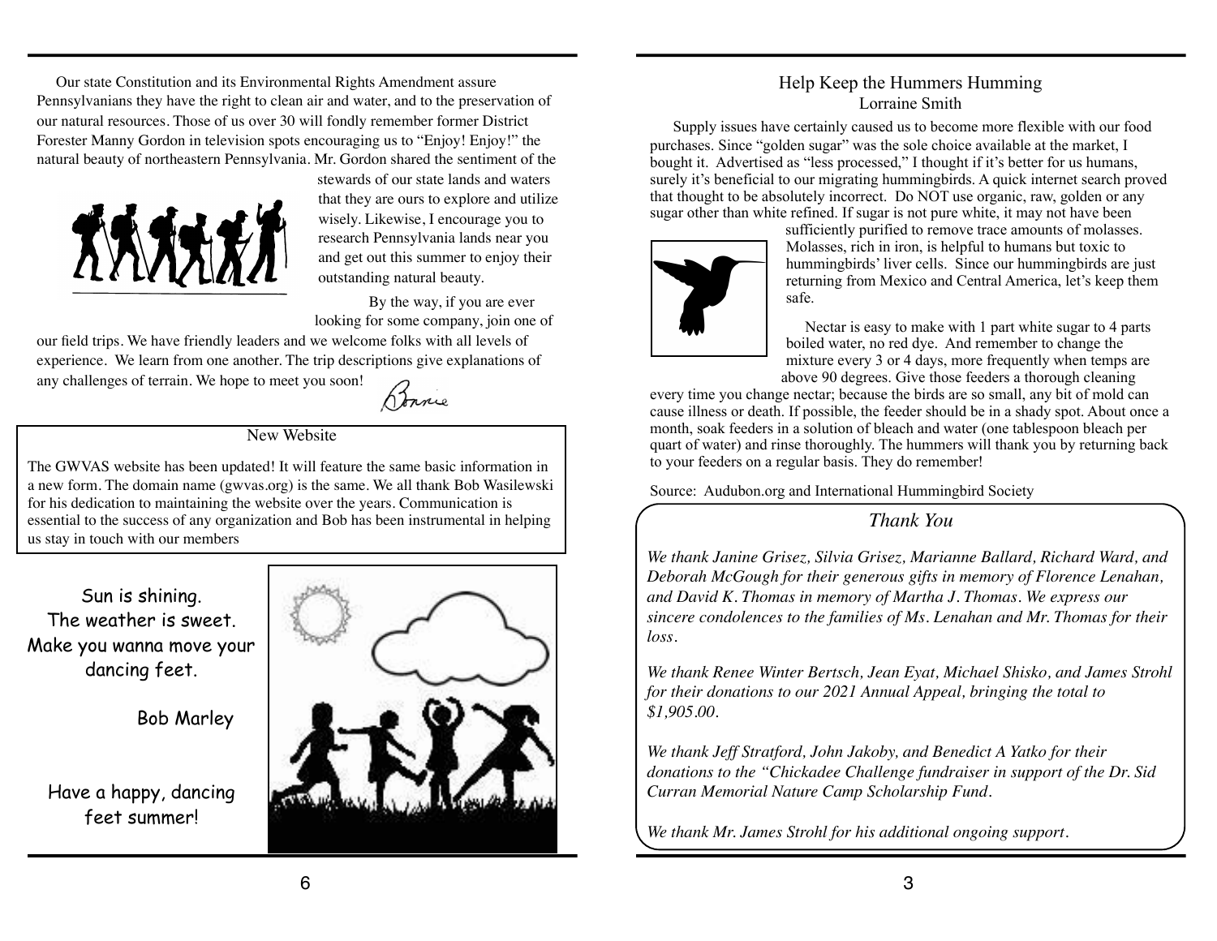Our state Constitution and its Environmental Rights Amendment assure Pennsylvanians they have the right to clean air and water, and to the preservation of our natural resources. Those of us over 30 will fondly remember former District Forester Manny Gordon in television spots encouraging us to "Enjoy! Enjoy!" the natural beauty of northeastern Pennsylvania. Mr. Gordon shared the sentiment of the stewards of our state lands and waters that they are ours to explore and utilize wisely. Likewise, I encourage you to research Pennsylvania lands near you and get out this summer to enjoy their outstanding natural beauty.

By the way, if you are ever looking for some company, join one of our field trips. We have friendly leaders and we welcome folks with all levels of experience. We learn from one another. The trip descriptions give explanations of any challenges of terrain. We hope to meet you soon!

Bonnie

## New Website

The GWVAS website has been updated! It will feature the same basic information in a new form. The domain name (gwvas.org) is the same. We all thank Bob Wasilewski for his dedication to maintaining the website over the years. Communication is essential to the success of any organization and Bob has been instrumental in helping us stay in touch with our members

Sun is shining.
The weather is sweet.
Make you wanna move your dancing feet.

Bob Marley

Have a happy, dancing feet summer!

## Help Keep the Hummers Humming

Lorraine Smith

Supply issues have certainly caused us to become more flexible with our food purchases. Since "golden sugar" was the sole choice available at the market, I bought it. Advertised as "less processed," I thought if it's better for us humans, surely it's beneficial to our migrating hummingbirds. A quick internet search proved that thought to be absolutely incorrect. Do NOT use organic, raw, golden or any sugar other than white refined. If sugar is not pure white, it may not have been sufficiently purified to remove trace amounts of molasses. Molasses, rich in iron, is helpful to humans but toxic to hummingbirds' liver cells. Since our hummingbirds are just returning from Mexico and Central America, let's keep them safe.

Nectar is easy to make with 1 part white sugar to 4 parts boiled water, no red dye. And remember to change the mixture every 3 or 4 days, more frequently when temps are above 90 degrees. Give those feeders a thorough cleaning every time you change nectar; because the birds are so small, any bit of mold can cause illness or death. If possible, the feeder should be in a shady spot. About once a month, soak feeders in a solution of bleach and water (one tablespoon bleach per quart of water) and rinse thoroughly. The hummers will thank you by returning back to your feeders on a regular basis. They do remember!

Source: Audubon.org and International Hummingbird Society

## *Thank You*

*We thank Janine Grisez, Silvia Grisez, Marianne Ballard, Richard Ward, and Deborah McGough for their generous gifts in memory of Florence Lenahan, and David K. Thomas in memory of Martha J. Thomas. We express our sincere condolences to the families of Ms. Lenahan and Mr. Thomas for their loss.*

*We thank Renee Winter Bertsch, Jean Eyat, Michael Shisko, and James Strohl for their donations to our 2021 Annual Appeal, bringing the total to $1,905.00.*

*We thank Jeff Stratford, John Jakoby, and Benedict A Yatko for their donations to the "Chickadee Challenge fundraiser in support of the Dr. Sid Curran Memorial Nature Camp Scholarship Fund.*

*We thank Mr. James Strohl for his additional ongoing support.*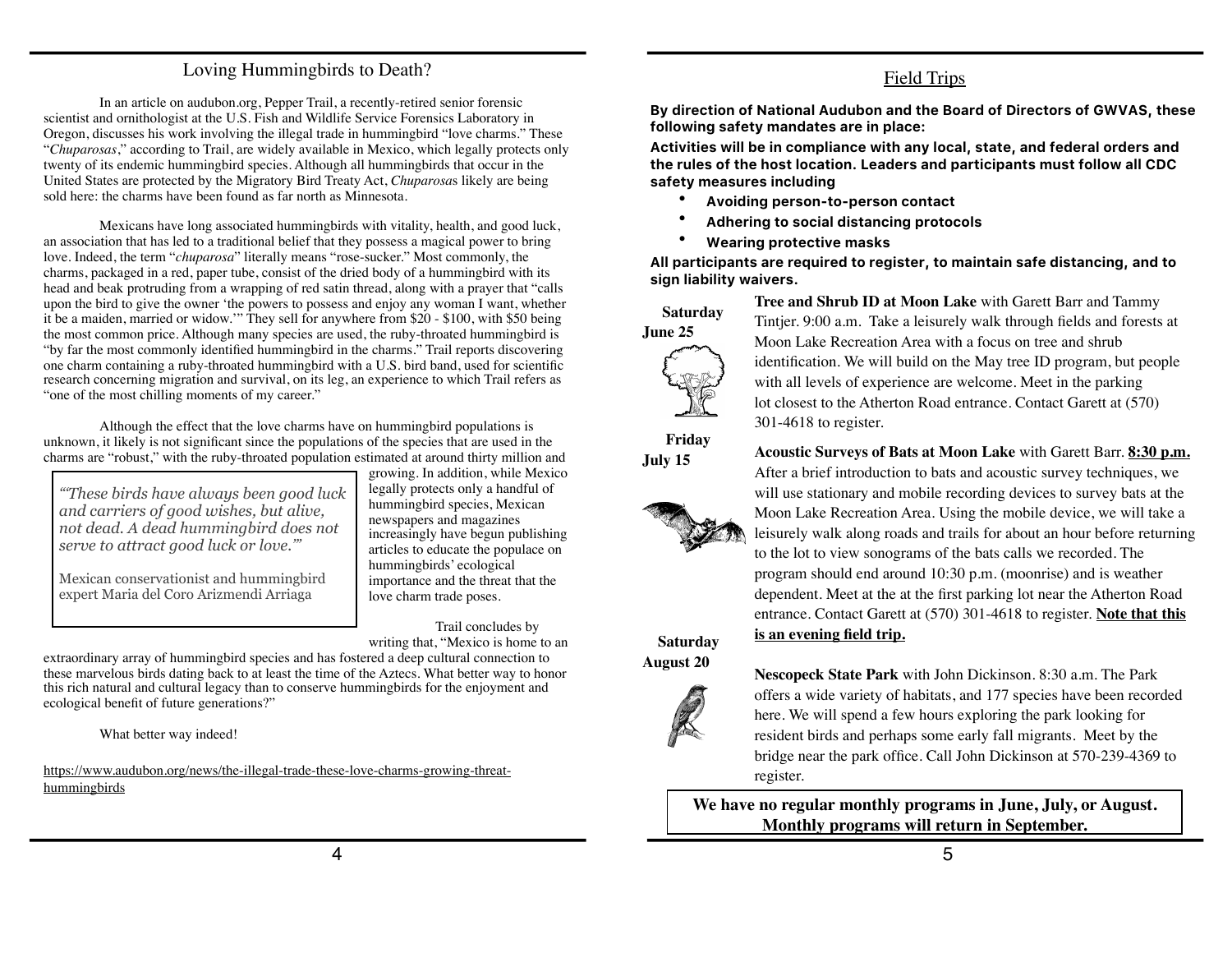## Loving Hummingbirds to Death?

In an article on audubon.org, Pepper Trail, a recently-retired senior forensic scientist and ornithologist at the U.S. Fish and Wildlife Service Forensics Laboratory in Oregon, discusses his work involving the illegal trade in hummingbird "love charms." These "*Chuparosas*," according to Trail, are widely available in Mexico, which legally protects only twenty of its endemic hummingbird species. Although all hummingbirds that occur in the United States are protected by the Migratory Bird Treaty Act, *Chuparosa*s likely are being sold here: the charms have been found as far north as Minnesota.

Mexicans have long associated hummingbirds with vitality, health, and good luck, an association that has led to a traditional belief that they possess a magical power to bring love. Indeed, the term "*chuparosa*" literally means "rose-sucker." Most commonly, the charms, packaged in a red, paper tube, consist of the dried body of a hummingbird with its head and beak protruding from a wrapping of red satin thread, along with a prayer that "calls upon the bird to give the owner 'the powers to possess and enjoy any woman I want, whether it be a maiden, married or widow.'" They sell for anywhere from $20 - $100, with $50 being the most common price. Although many species are used, the ruby-throated hummingbird is "by far the most commonly identified hummingbird in the charms." Trail reports discovering one charm containing a ruby-throated hummingbird with a U.S. bird band, used for scientific research concerning migration and survival, on its leg, an experience to which Trail refers as "one of the most chilling moments of my career."

Although the effect that the love charms have on hummingbird populations is unknown, it likely is not significant since the populations of the species that are used in the charms are "robust," with the ruby-throated population estimated at around thirty million and growing. In addition, while Mexico legally protects only a handful of hummingbird species, Mexican newspapers and magazines increasingly have begun publishing articles to educate the populace on hummingbirds' ecological importance and the threat that the love charm trade poses.

> *"'These birds have always been good luck and carriers of good wishes, but alive, not dead. A dead hummingbird does not serve to attract good luck or love.'"*
>
> Mexican conservationist and hummingbird expert Maria del Coro Arizmendi Arriaga

Trail concludes by writing that, "Mexico is home to an extraordinary array of hummingbird species and has fostered a deep cultural connection to these marvelous birds dating back to at least the time of the Aztecs. What better way to honor this rich natural and cultural legacy than to conserve hummingbirds for the enjoyment and ecological benefit of future generations?"

What better way indeed!

https://www.audubon.org/news/the-illegal-trade-these-love-charms-growing-threat-hummingbirds

## Field Trips

**By direction of National Audubon and the Board of Directors of GWVAS, these following safety mandates are in place:**

**Activities will be in compliance with any local, state, and federal orders and the rules of the host location. Leaders and participants must follow all CDC safety measures including**

- **Avoiding person-to-person contact**
- **Adhering to social distancing protocols**
- **Wearing protective masks**

**All participants are required to register, to maintain safe distancing, and to sign liability waivers.**

**Saturday June 25**

**Tree and Shrub ID at Moon Lake** with Garett Barr and Tammy Tintjer. 9:00 a.m. Take a leisurely walk through fields and forests at Moon Lake Recreation Area with a focus on tree and shrub identification. We will build on the May tree ID program, but people with all levels of experience are welcome. Meet in the parking lot closest to the Atherton Road entrance. Contact Garett at (570) 301-4618 to register.

**Friday July 15**

**Acoustic Surveys of Bats at Moon Lake** with Garett Barr. **8:30 p.m.** After a brief introduction to bats and acoustic survey techniques, we will use stationary and mobile recording devices to survey bats at the Moon Lake Recreation Area. Using the mobile device, we will take a leisurely walk along roads and trails for about an hour before returning to the lot to view sonograms of the bats calls we recorded. The program should end around 10:30 p.m. (moonrise) and is weather dependent. Meet at the at the first parking lot near the Atherton Road entrance. Contact Garett at (570) 301-4618 to register. **Note that this is an evening field trip.**

**Saturday August 20**

**Nescopeck State Park** with John Dickinson. 8:30 a.m. The Park offers a wide variety of habitats, and 177 species have been recorded here. We will spend a few hours exploring the park looking for resident birds and perhaps some early fall migrants. Meet by the bridge near the park office. Call John Dickinson at 570-239-4369 to register.

**We have no regular monthly programs in June, July, or August. Monthly programs will return in September.**